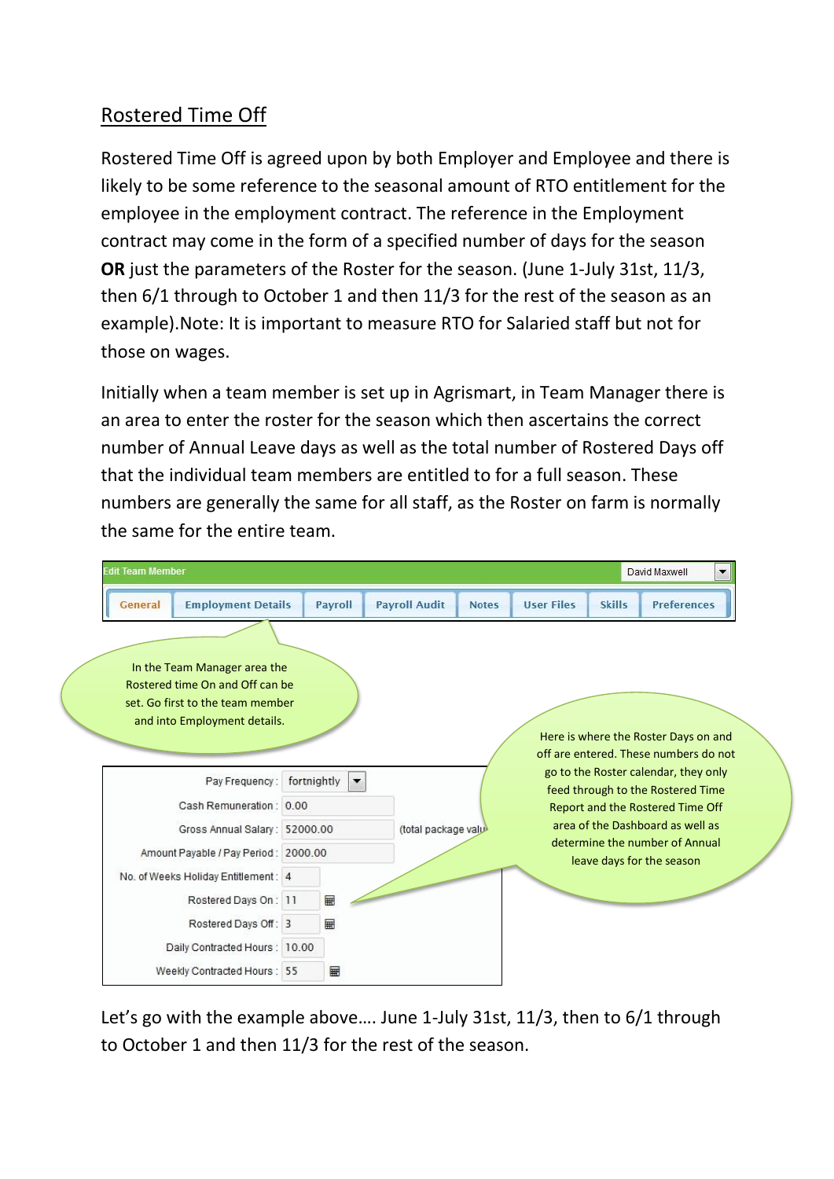## Rostered Time Off

Rostered Time Off is agreed upon by both Employer and Employee and there is likely to be some reference to the seasonal amount of RTO entitlement for the employee in the employment contract. The reference in the Employment contract may come in the form of a specified number of days for the season **OR** just the parameters of the Roster for the season. (June 1-July 31st, 11/3, then 6/1 through to October 1 and then 11/3 for the rest of the season as an example).Note: It is important to measure RTO for Salaried staff but not for those on wages.

Initially when a team member is set up in Agrismart, in Team Manager there is an area to enter the roster for the season which then ascertains the correct number of Annual Leave days as well as the total number of Rostered Days off that the individual team members are entitled to for a full season. These numbers are generally the same for all staff, as the Roster on farm is normally the same for the entire team.

Edit Team Member — David Maxwell

General | Employment Details | Payroll | Payroll Audit | Notes | User Files | Skills | Preferences

In the Team Manager area the Rostered time On and Off can be set. Go first to the team member and into Employment details.

| Field | Value |
|---|---|
| Pay Frequency: | fortnightly |
| Cash Remuneration: | 0.00 |
| Gross Annual Salary: | 52000.00 (total package valu |
| Amount Payable / Pay Period: | 2000.00 |
| No. of Weeks Holiday Entitlement: | 4 |
| Rostered Days On: | 11 |
| Rostered Days Off: | 3 |
| Daily Contracted Hours: | 10.00 |
| Weekly Contracted Hours: | 55 |

Here is where the Roster Days on and off are entered. These numbers do not go to the Roster calendar, they only feed through to the Rostered Time Report and the Rostered Time Off area of the Dashboard as well as determine the number of Annual leave days for the season

Let's go with the example above.... June 1-July 31st, 11/3, then to 6/1 through to October 1 and then 11/3 for the rest of the season.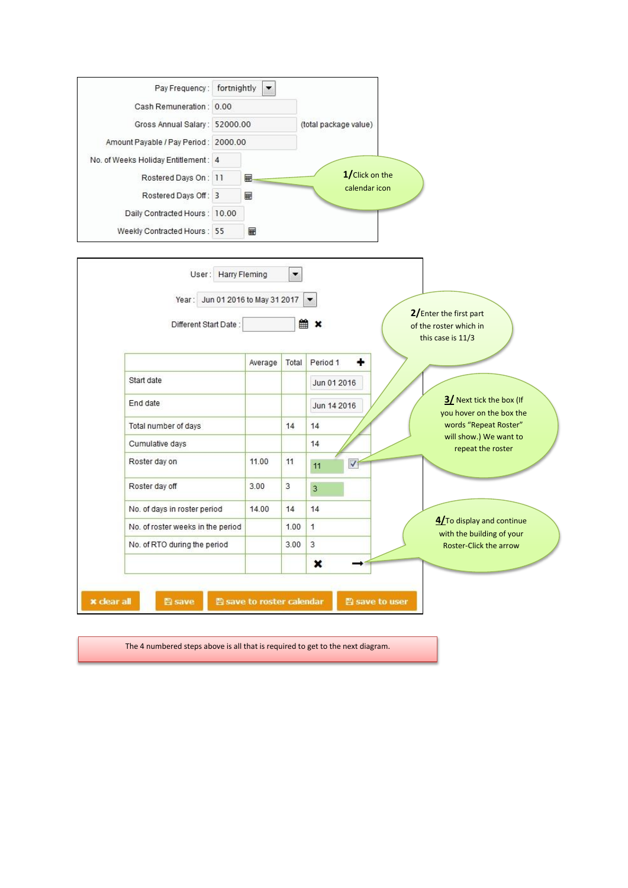| | | |
|---|---|---|
| Pay Frequency : | fortnightly | |
| Cash Remuneration : | 0.00 | |
| Gross Annual Salary : | 52000.00 | (total package value) |
| Amount Payable / Pay Period : | 2000.00 | |
| No. of Weeks Holiday Entitlement : | 4 | |
| Rostered Days On : | 11 | |
| Rostered Days Off : | 3 | |
| Daily Contracted Hours : | 10.00 | |
| Weekly Contracted Hours : | 55 | |

**1/** Click on the calendar icon

User : Harry Fleming

Year : Jun 01 2016 to May 31 2017

Different Start Date :

| | Average | Total | Period 1 |
|---|---|---|---|
| Start date | | | Jun 01 2016 |
| End date | | | Jun 14 2016 |
| Total number of days | | 14 | 14 |
| Cumulative days | | | 14 |
| Roster day on | 11.00 | 11 | 11 |
| Roster day off | 3.00 | 3 | 3 |
| No. of days in roster period | 14.00 | 14 | 14 |
| No. of roster weeks in the period | | 1.00 | 1 |
| No. of RTO during the period | | 3.00 | 3 |

**2/** Enter the first part of the roster which in this case is 11/3

**3/** Next tick the box (If you hover on the box the words "Repeat Roster" will show.) We want to repeat the roster

**4/** To display and continue with the building of your Roster-Click the arrow

clear all | save | save to roster calendar | save to user

The 4 numbered steps above is all that is required to get to the next diagram.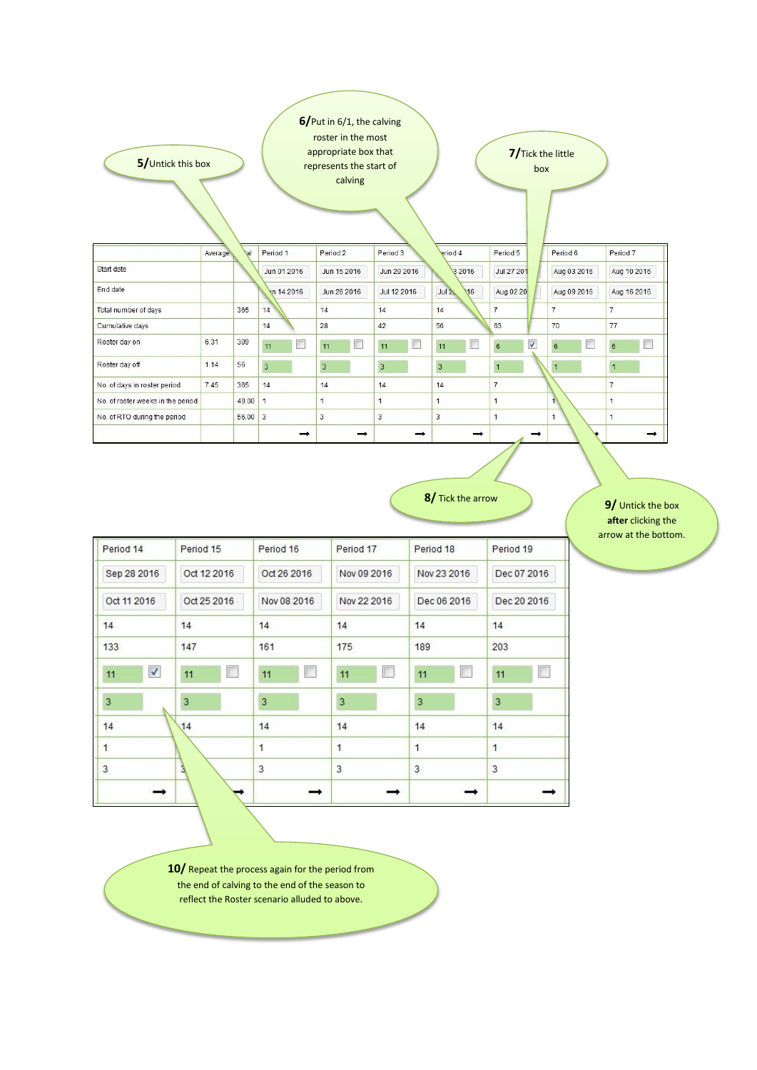**5/** Untick this box

**6/** Put in 6/1, the calving roster in the most appropriate box that represents the start of calving

**7/** Tick the little box

| | Average | Total | Period 1 | Period 2 | Period 3 | Period 4 | Period 5 | Period 6 | Period 7 |
|---|---|---|---|---|---|---|---|---|---|
| Start date | | | Jun 01 2016 | Jun 15 2016 | Jun 29 2016 | Jul 13 2016 | Jul 27 2016 | Aug 03 2016 | Aug 10 2016 |
| End date | | | Jun 14 2016 | Jun 28 2016 | Jul 12 2016 | Jul 26 2016 | Aug 02 2016 | Aug 09 2016 | Aug 16 2016 |
| Total number of days | | 365 | 14 | 14 | 14 | 14 | 7 | 7 | 7 |
| Cumulative days | | | 14 | 28 | 42 | 56 | 63 | 70 | 77 |
| Roster day on | 6.31 | 309 | 11 ☐ | 11 ☐ | 11 ☐ | 11 ☐ | 6 ☑ | 6 ☐ | 6 ☐ |
| Roster day off | 1.14 | 56 | 3 | 3 | 3 | 3 | 1 | 1 | 1 |
| No. of days in roster period | 7.45 | 365 | 14 | 14 | 14 | 14 | 7 | 7 | 7 |
| No. of roster weeks in the period | | 49.00 | 1 | 1 | 1 | 1 | 1 | 1 | 1 |
| No. of RTO during the period | | 56.00 | 3 | 3 | 3 | 3 | 1 | 1 | 1 |
| | | | → | → | → | → | → | → | → |

**8/** Tick the arrow

**9/** Untick the box **after** clicking the arrow at the bottom.

| Period 14 | Period 15 | Period 16 | Period 17 | Period 18 | Period 19 |
|---|---|---|---|---|---|
| Sep 28 2016 | Oct 12 2016 | Oct 26 2016 | Nov 09 2016 | Nov 23 2016 | Dec 07 2016 |
| Oct 11 2016 | Oct 25 2016 | Nov 08 2016 | Nov 22 2016 | Dec 06 2016 | Dec 20 2016 |
| 14 | 14 | 14 | 14 | 14 | 14 |
| 133 | 147 | 161 | 175 | 189 | 203 |
| 11 ☑ | 11 ☐ | 11 ☐ | 11 ☐ | 11 ☐ | 11 ☐ |
| 3 | 3 | 3 | 3 | 3 | 3 |
| 14 | 14 | 14 | 14 | 14 | 14 |
| 1 | | 1 | 1 | 1 | 1 |
| 3 | 3 | 3 | 3 | 3 | 3 |
| → | → | → | → | → | → |

**10/** Repeat the process again for the period from the end of calving to the end of the season to reflect the Roster scenario alluded to above.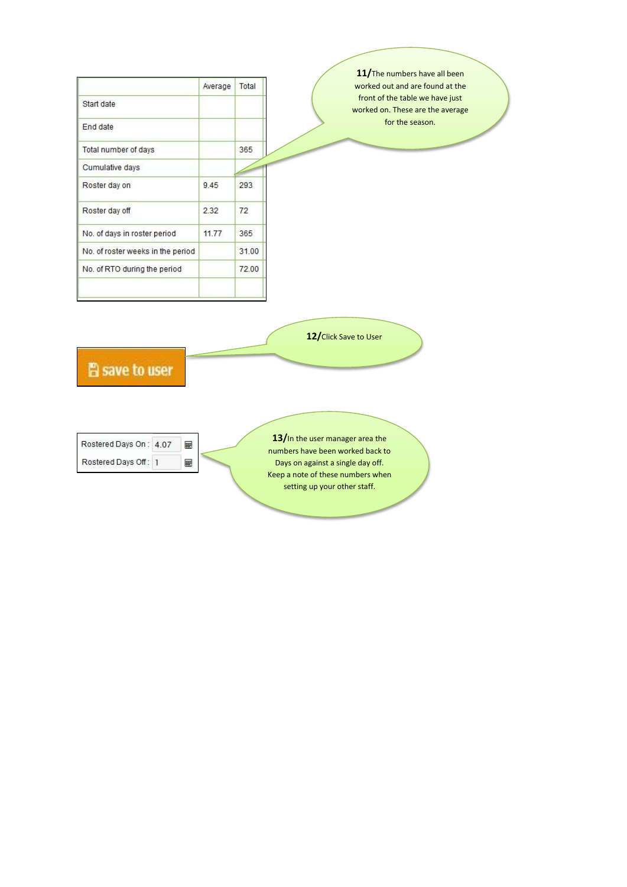| | Average | Total |
|---|---|---|
| Start date | | |
| End date | | |
| Total number of days | | 365 |
| Cumulative days | | |
| Roster day on | 9.45 | 293 |
| Roster day off | 2.32 | 72 |
| No. of days in roster period | 11.77 | 365 |
| No. of roster weeks in the period | | 31.00 |
| No. of RTO during the period | | 72.00 |
| | | |

**11/** The numbers have all been worked out and are found at the front of the table we have just worked on. These are the average for the season.

save to user

**12/** Click Save to User

Rostered Days On : 4.07

Rostered Days Off : 1

**13/** In the user manager area the numbers have been worked back to Days on against a single day off. Keep a note of these numbers when setting up your other staff.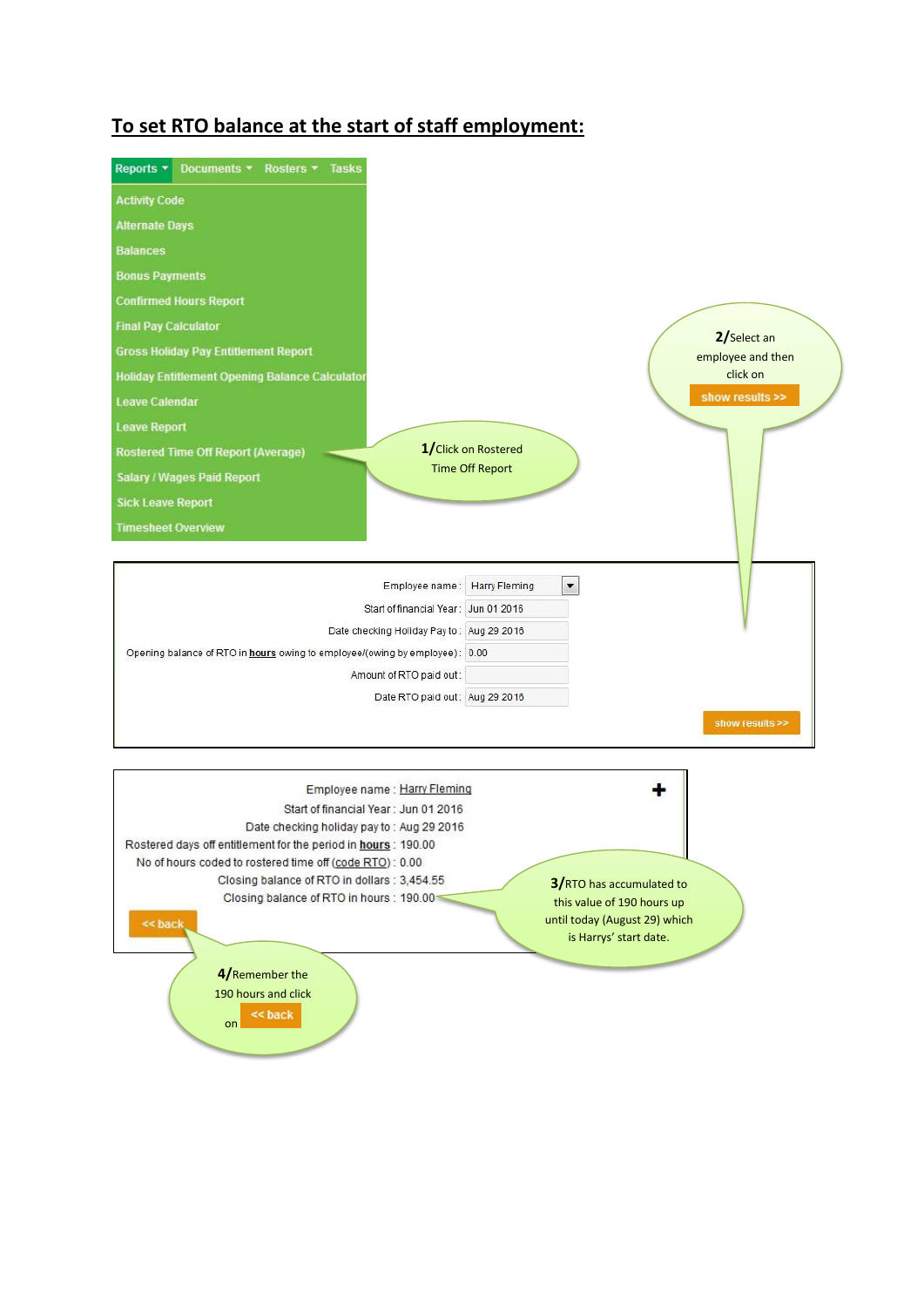## To set RTO balance at the start of staff employment:

Reports ▾ | Documents ▾ | Rosters ▾ | Tasks

- Activity Code
- Alternate Days
- Balances
- Bonus Payments
- Confirmed Hours Report
- Final Pay Calculator
- Gross Holiday Pay Entitlement Report
- Holiday Entitlement Opening Balance Calculator
- Leave Calendar
- Leave Report
- Rostered Time Off Report (Average)
- Salary / Wages Paid Report
- Sick Leave Report
- Timesheet Overview

**1/** Click on Rostered Time Off Report

**2/** Select an employee and then click on **show results >>**

| | |
|---|---|
| Employee name : | Harry Fleming |
| Start of financial Year : | Jun 01 2016 |
| Date checking Holiday Pay to : | Aug 29 2016 |
| Opening balance of RTO in **hours** owing to employee/(owing by employee) : | 0.00 |
| Amount of RTO paid out : | |
| Date RTO paid out : | Aug 29 2016 |

**show results >>**

| | |
|---|---|
| Employee name : | Harry Fleming |
| Start of financial Year : | Jun 01 2016 |
| Date checking holiday pay to : | Aug 29 2016 |
| Rostered days off entitlement for the period in **hours** : | 190.00 |
| No of hours coded to rostered time off (code RTO) : | 0.00 |
| Closing balance of RTO in dollars : | 3,454.55 |
| Closing balance of RTO in hours : | 190.00 |

**<< back**

**3/** RTO has accumulated to this value of 190 hours up until today (August 29) which is Harrys' start date.

**4/** Remember the 190 hours and click on **<< back**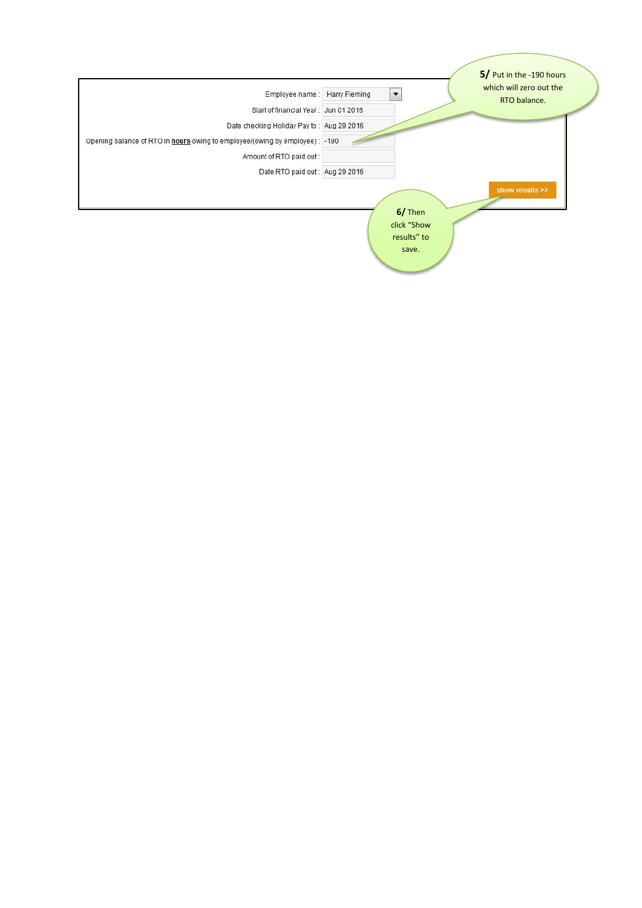Employee name : Harry Fleming

Start of financial Year : Jun 01 2016

Date checking Holiday Pay to : Aug 29 2016

Opening balance of RTO in **hours** owing to employee/(owing by employee) : -190

Amount of RTO paid out :

Date RTO paid out : Aug 29 2016

show results >>

**5/** Put in the -190 hours which will zero out the RTO balance.

**6/** Then click "Show results" to save.